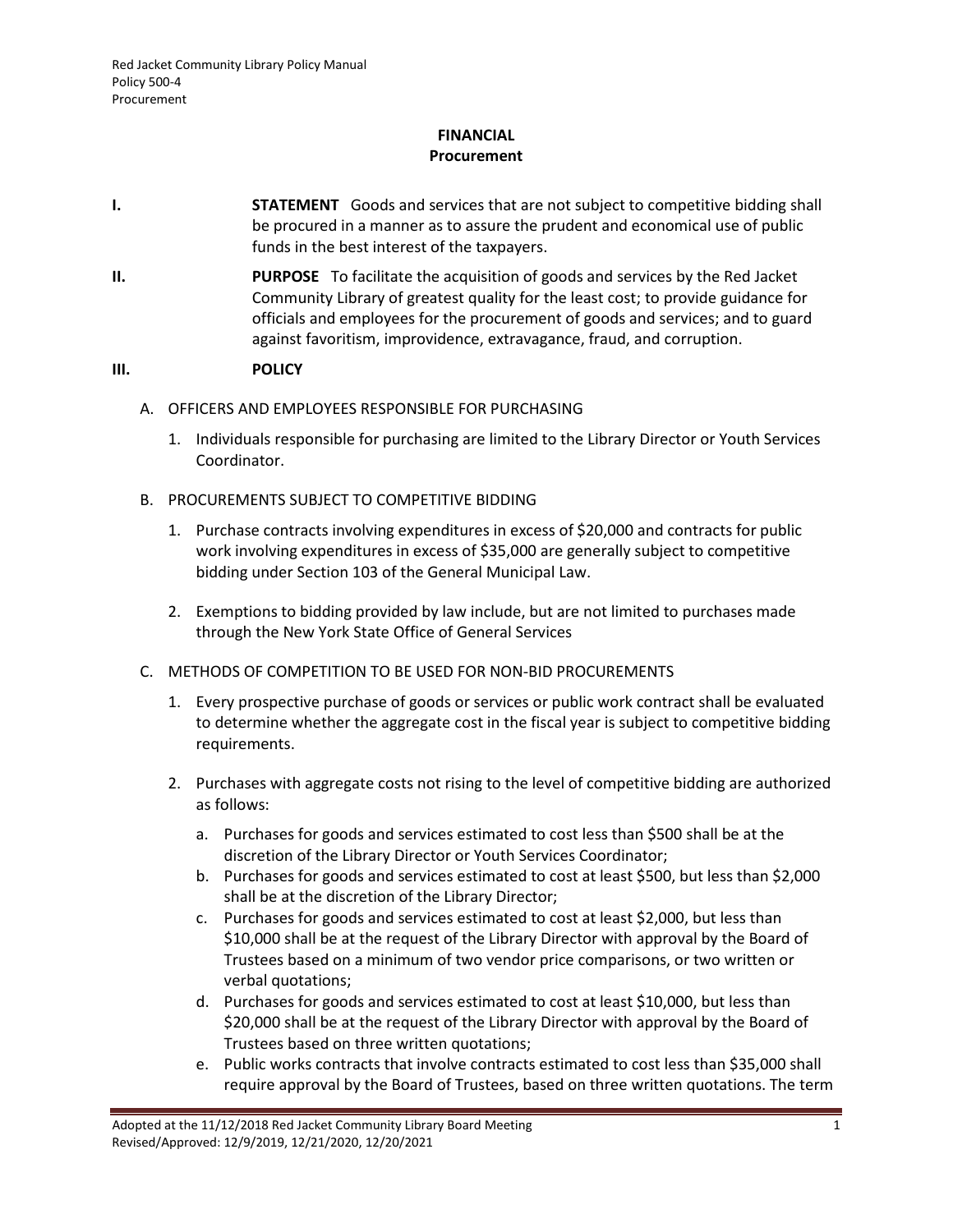## FINANCIAL
### Procurement

**I. STATEMENT** Goods and services that are not subject to competitive bidding shall be procured in a manner as to assure the prudent and economical use of public funds in the best interest of the taxpayers.

**II. PURPOSE** To facilitate the acquisition of goods and services by the Red Jacket Community Library of greatest quality for the least cost; to provide guidance for officials and employees for the procurement of goods and services; and to guard against favoritism, improvidence, extravagance, fraud, and corruption.

**III. POLICY**

A. OFFICERS AND EMPLOYEES RESPONSIBLE FOR PURCHASING

1. Individuals responsible for purchasing are limited to the Library Director or Youth Services Coordinator.

B. PROCUREMENTS SUBJECT TO COMPETITIVE BIDDING

1. Purchase contracts involving expenditures in excess of $20,000 and contracts for public work involving expenditures in excess of $35,000 are generally subject to competitive bidding under Section 103 of the General Municipal Law.

2. Exemptions to bidding provided by law include, but are not limited to purchases made through the New York State Office of General Services

C. METHODS OF COMPETITION TO BE USED FOR NON-BID PROCUREMENTS

1. Every prospective purchase of goods or services or public work contract shall be evaluated to determine whether the aggregate cost in the fiscal year is subject to competitive bidding requirements.

2. Purchases with aggregate costs not rising to the level of competitive bidding are authorized as follows:

   a. Purchases for goods and services estimated to cost less than $500 shall be at the discretion of the Library Director or Youth Services Coordinator;
   b. Purchases for goods and services estimated to cost at least $500, but less than $2,000 shall be at the discretion of the Library Director;
   c. Purchases for goods and services estimated to cost at least $2,000, but less than $10,000 shall be at the request of the Library Director with approval by the Board of Trustees based on a minimum of two vendor price comparisons, or two written or verbal quotations;
   d. Purchases for goods and services estimated to cost at least $10,000, but less than $20,000 shall be at the request of the Library Director with approval by the Board of Trustees based on three written quotations;
   e. Public works contracts that involve contracts estimated to cost less than $35,000 shall require approval by the Board of Trustees, based on three written quotations. The term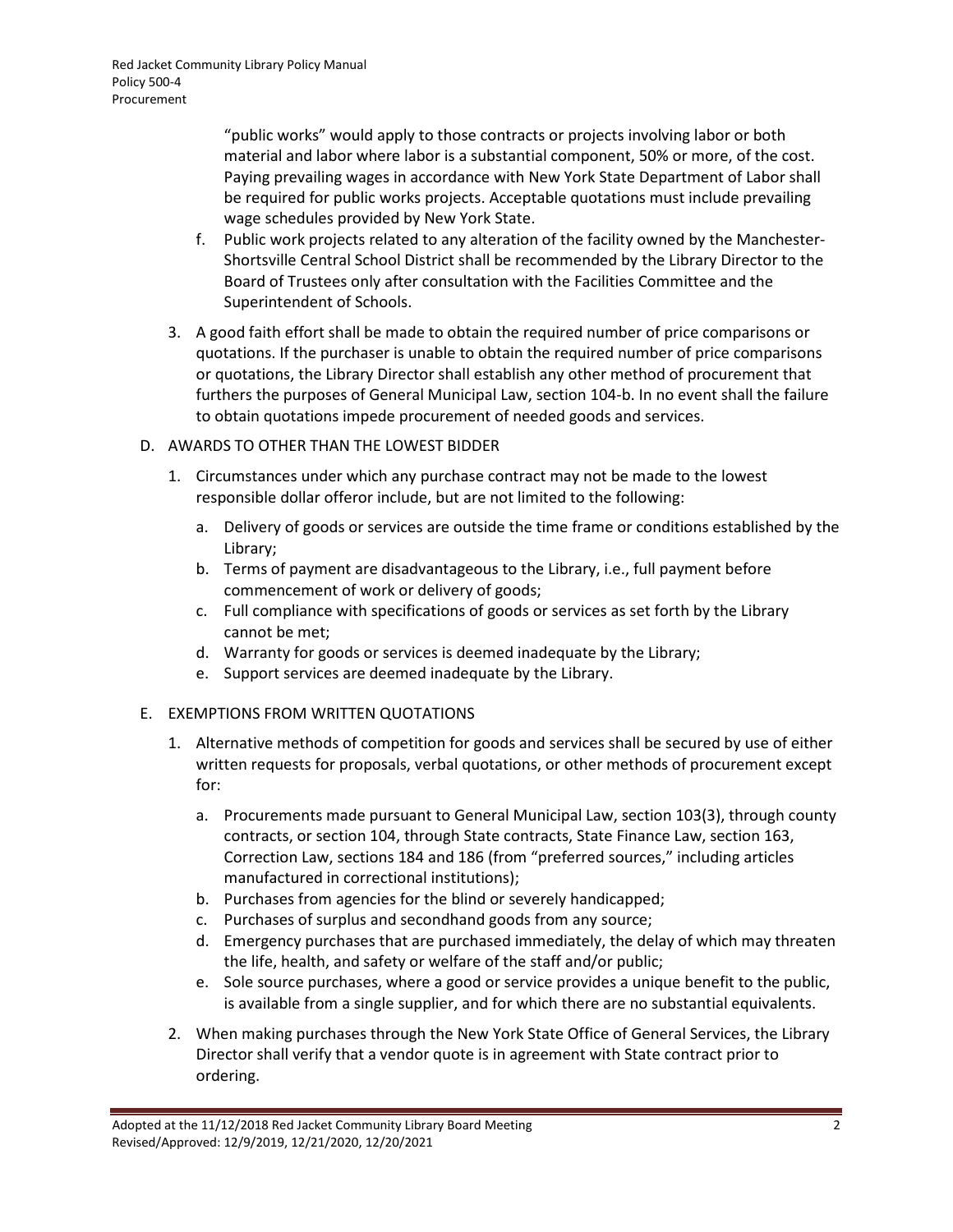"public works" would apply to those contracts or projects involving labor or both material and labor where labor is a substantial component, 50% or more, of the cost. Paying prevailing wages in accordance with New York State Department of Labor shall be required for public works projects. Acceptable quotations must include prevailing wage schedules provided by New York State.

   f. Public work projects related to any alteration of the facility owned by the Manchester-Shortsville Central School District shall be recommended by the Library Director to the Board of Trustees only after consultation with the Facilities Committee and the Superintendent of Schools.

3. A good faith effort shall be made to obtain the required number of price comparisons or quotations. If the purchaser is unable to obtain the required number of price comparisons or quotations, the Library Director shall establish any other method of procurement that furthers the purposes of General Municipal Law, section 104-b. In no event shall the failure to obtain quotations impede procurement of needed goods and services.

D. AWARDS TO OTHER THAN THE LOWEST BIDDER

1. Circumstances under which any purchase contract may not be made to the lowest responsible dollar offeror include, but are not limited to the following:
   a. Delivery of goods or services are outside the time frame or conditions established by the Library;
   b. Terms of payment are disadvantageous to the Library, i.e., full payment before commencement of work or delivery of goods;
   c. Full compliance with specifications of goods or services as set forth by the Library cannot be met;
   d. Warranty for goods or services is deemed inadequate by the Library;
   e. Support services are deemed inadequate by the Library.

E. EXEMPTIONS FROM WRITTEN QUOTATIONS

1. Alternative methods of competition for goods and services shall be secured by use of either written requests for proposals, verbal quotations, or other methods of procurement except for:
   a. Procurements made pursuant to General Municipal Law, section 103(3), through county contracts, or section 104, through State contracts, State Finance Law, section 163, Correction Law, sections 184 and 186 (from "preferred sources," including articles manufactured in correctional institutions);
   b. Purchases from agencies for the blind or severely handicapped;
   c. Purchases of surplus and secondhand goods from any source;
   d. Emergency purchases that are purchased immediately, the delay of which may threaten the life, health, and safety or welfare of the staff and/or public;
   e. Sole source purchases, where a good or service provides a unique benefit to the public, is available from a single supplier, and for which there are no substantial equivalents.
2. When making purchases through the New York State Office of General Services, the Library Director shall verify that a vendor quote is in agreement with State contract prior to ordering.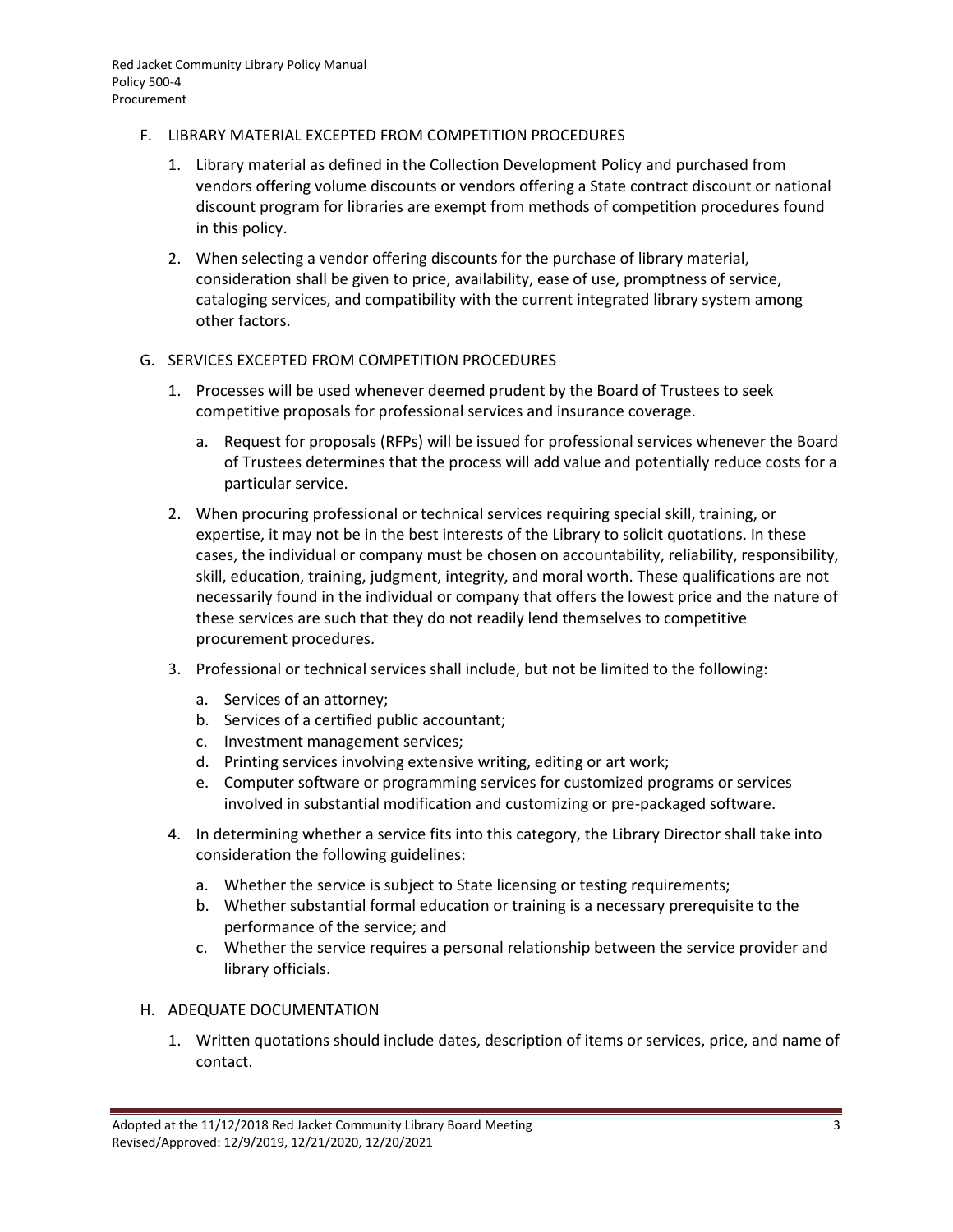F. LIBRARY MATERIAL EXCEPTED FROM COMPETITION PROCEDURES

1. Library material as defined in the Collection Development Policy and purchased from vendors offering volume discounts or vendors offering a State contract discount or national discount program for libraries are exempt from methods of competition procedures found in this policy.
2. When selecting a vendor offering discounts for the purchase of library material, consideration shall be given to price, availability, ease of use, promptness of service, cataloging services, and compatibility with the current integrated library system among other factors.

G. SERVICES EXCEPTED FROM COMPETITION PROCEDURES

1. Processes will be used whenever deemed prudent by the Board of Trustees to seek competitive proposals for professional services and insurance coverage.
   a. Request for proposals (RFPs) will be issued for professional services whenever the Board of Trustees determines that the process will add value and potentially reduce costs for a particular service.
2. When procuring professional or technical services requiring special skill, training, or expertise, it may not be in the best interests of the Library to solicit quotations. In these cases, the individual or company must be chosen on accountability, reliability, responsibility, skill, education, training, judgment, integrity, and moral worth. These qualifications are not necessarily found in the individual or company that offers the lowest price and the nature of these services are such that they do not readily lend themselves to competitive procurement procedures.
3. Professional or technical services shall include, but not be limited to the following:
   a. Services of an attorney;
   b. Services of a certified public accountant;
   c. Investment management services;
   d. Printing services involving extensive writing, editing or art work;
   e. Computer software or programming services for customized programs or services involved in substantial modification and customizing or pre-packaged software.
4. In determining whether a service fits into this category, the Library Director shall take into consideration the following guidelines:
   a. Whether the service is subject to State licensing or testing requirements;
   b. Whether substantial formal education or training is a necessary prerequisite to the performance of the service; and
   c. Whether the service requires a personal relationship between the service provider and library officials.

H. ADEQUATE DOCUMENTATION

1. Written quotations should include dates, description of items or services, price, and name of contact.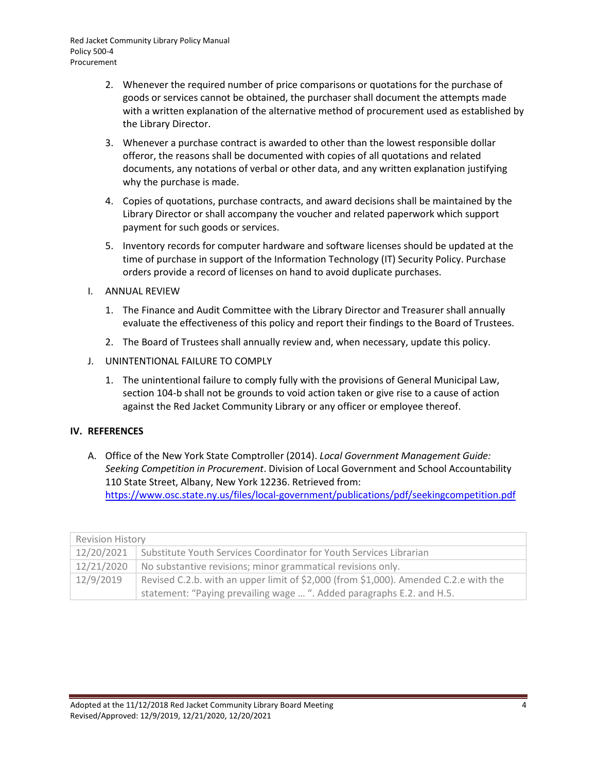2. Whenever the required number of price comparisons or quotations for the purchase of goods or services cannot be obtained, the purchaser shall document the attempts made with a written explanation of the alternative method of procurement used as established by the Library Director.

3. Whenever a purchase contract is awarded to other than the lowest responsible dollar offeror, the reasons shall be documented with copies of all quotations and related documents, any notations of verbal or other data, and any written explanation justifying why the purchase is made.

4. Copies of quotations, purchase contracts, and award decisions shall be maintained by the Library Director or shall accompany the voucher and related paperwork which support payment for such goods or services.

5. Inventory records for computer hardware and software licenses should be updated at the time of purchase in support of the Information Technology (IT) Security Policy. Purchase orders provide a record of licenses on hand to avoid duplicate purchases.

I. ANNUAL REVIEW

1. The Finance and Audit Committee with the Library Director and Treasurer shall annually evaluate the effectiveness of this policy and report their findings to the Board of Trustees.

2. The Board of Trustees shall annually review and, when necessary, update this policy.

J. UNINTENTIONAL FAILURE TO COMPLY

1. The unintentional failure to comply fully with the provisions of General Municipal Law, section 104-b shall not be grounds to void action taken or give rise to a cause of action against the Red Jacket Community Library or any officer or employee thereof.

## IV. REFERENCES

A. Office of the New York State Comptroller (2014). *Local Government Management Guide: Seeking Competition in Procurement*. Division of Local Government and School Accountability 110 State Street, Albany, New York 12236. Retrieved from: https://www.osc.state.ny.us/files/local-government/publications/pdf/seekingcompetition.pdf

| Revision History | |
|---|---|
| 12/20/2021 | Substitute Youth Services Coordinator for Youth Services Librarian |
| 12/21/2020 | No substantive revisions; minor grammatical revisions only. |
| 12/9/2019 | Revised C.2.b. with an upper limit of $2,000 (from $1,000). Amended C.2.e with the statement: "Paying prevailing wage … ". Added paragraphs E.2. and H.5. |

Adopted at the 11/12/2018 Red Jacket Community Library Board Meeting
Revised/Approved: 12/9/2019, 12/21/2020, 12/20/2021